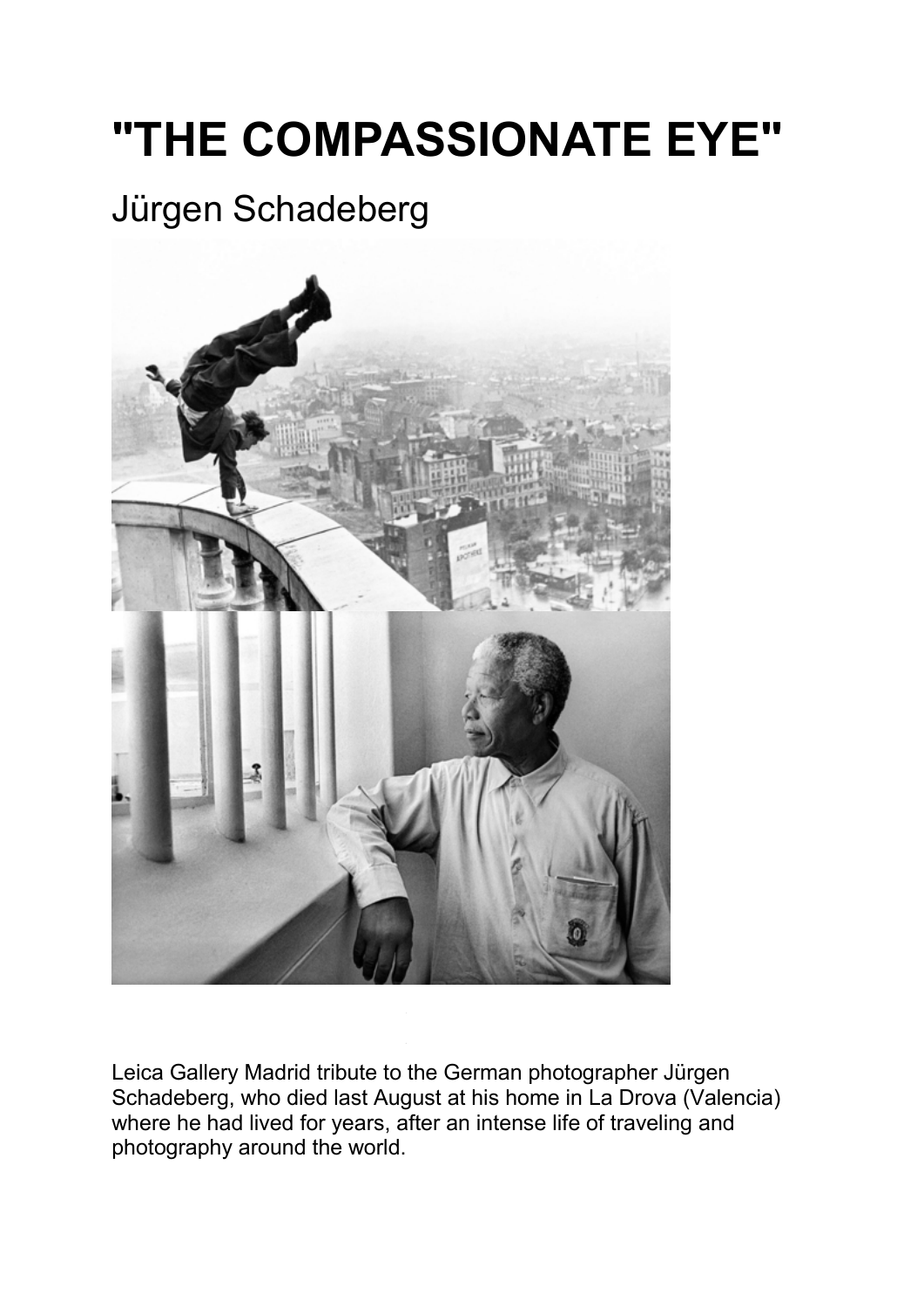# "THE COMPASSIONATE EYE"

## Jürgen Schadeberg

Leica Gallery Madrid tribute to the German photographer Jürgen Schadeberg, who died last August at his home in La Drova (Valencia) where he had lived for years, after an intense life of traveling and photography around the world.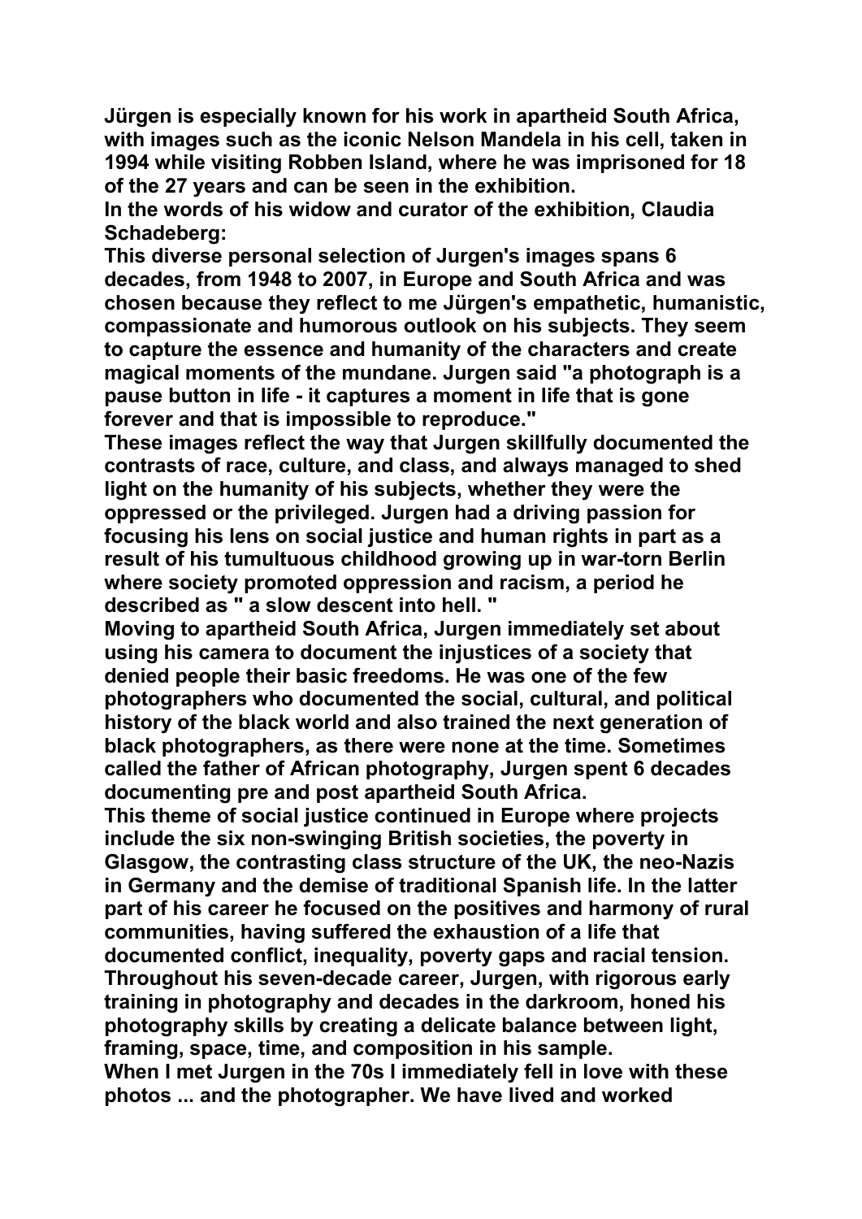**Jürgen is especially known for his work in apartheid South Africa, with images such as the iconic Nelson Mandela in his cell, taken in 1994 while visiting Robben Island, where he was imprisoned for 18 of the 27 years and can be seen in the exhibition.**

**In the words of his widow and curator of the exhibition, Claudia Schadeberg:**

**This diverse personal selection of Jurgen's images spans 6 decades, from 1948 to 2007, in Europe and South Africa and was chosen because they reflect to me Jürgen's empathetic, humanistic, compassionate and humorous outlook on his subjects. They seem to capture the essence and humanity of the characters and create magical moments of the mundane. Jurgen said "a photograph is a pause button in life - it captures a moment in life that is gone forever and that is impossible to reproduce."**

**These images reflect the way that Jurgen skillfully documented the contrasts of race, culture, and class, and always managed to shed light on the humanity of his subjects, whether they were the oppressed or the privileged. Jurgen had a driving passion for focusing his lens on social justice and human rights in part as a result of his tumultuous childhood growing up in war-torn Berlin where society promoted oppression and racism, a period he described as " a slow descent into hell. "**

**Moving to apartheid South Africa, Jurgen immediately set about using his camera to document the injustices of a society that denied people their basic freedoms. He was one of the few photographers who documented the social, cultural, and political history of the black world and also trained the next generation of black photographers, as there were none at the time. Sometimes called the father of African photography, Jurgen spent 6 decades documenting pre and post apartheid South Africa.**

**This theme of social justice continued in Europe where projects include the six non-swinging British societies, the poverty in Glasgow, the contrasting class structure of the UK, the neo-Nazis in Germany and the demise of traditional Spanish life. In the latter part of his career he focused on the positives and harmony of rural communities, having suffered the exhaustion of a life that documented conflict, inequality, poverty gaps and racial tension. Throughout his seven-decade career, Jurgen, with rigorous early training in photography and decades in the darkroom, honed his photography skills by creating a delicate balance between light, framing, space, time, and composition in his sample.**

**When I met Jurgen in the 70s I immediately fell in love with these photos ... and the photographer. We have lived and worked**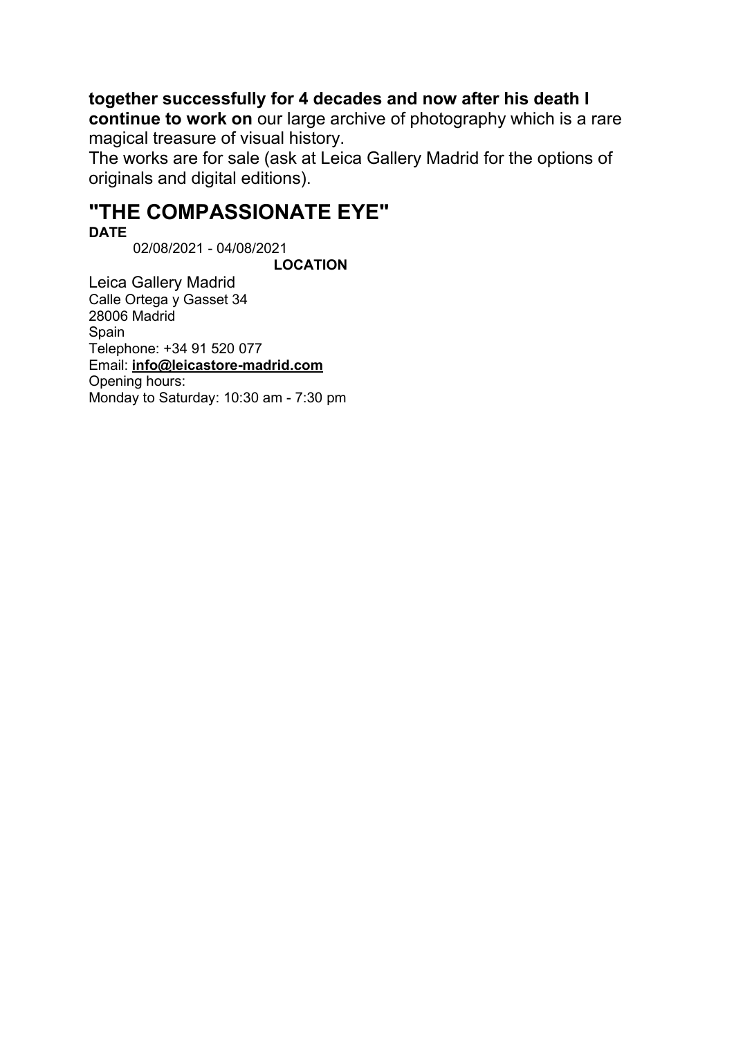**together successfully for 4 decades and now after his death I continue to work on** our large archive of photography which is a rare magical treasure of visual history.

The works are for sale (ask at Leica Gallery Madrid for the options of originals and digital editions).

# "THE COMPASSIONATE EYE"

**DATE**

02/08/2021 - 04/08/2021

**LOCATION**

Leica Gallery Madrid
Calle Ortega y Gasset 34
28006 Madrid
Spain
Telephone: +34 91 520 077
Email: **info@leicastore-madrid.com**
Opening hours:
Monday to Saturday: 10:30 am - 7:30 pm